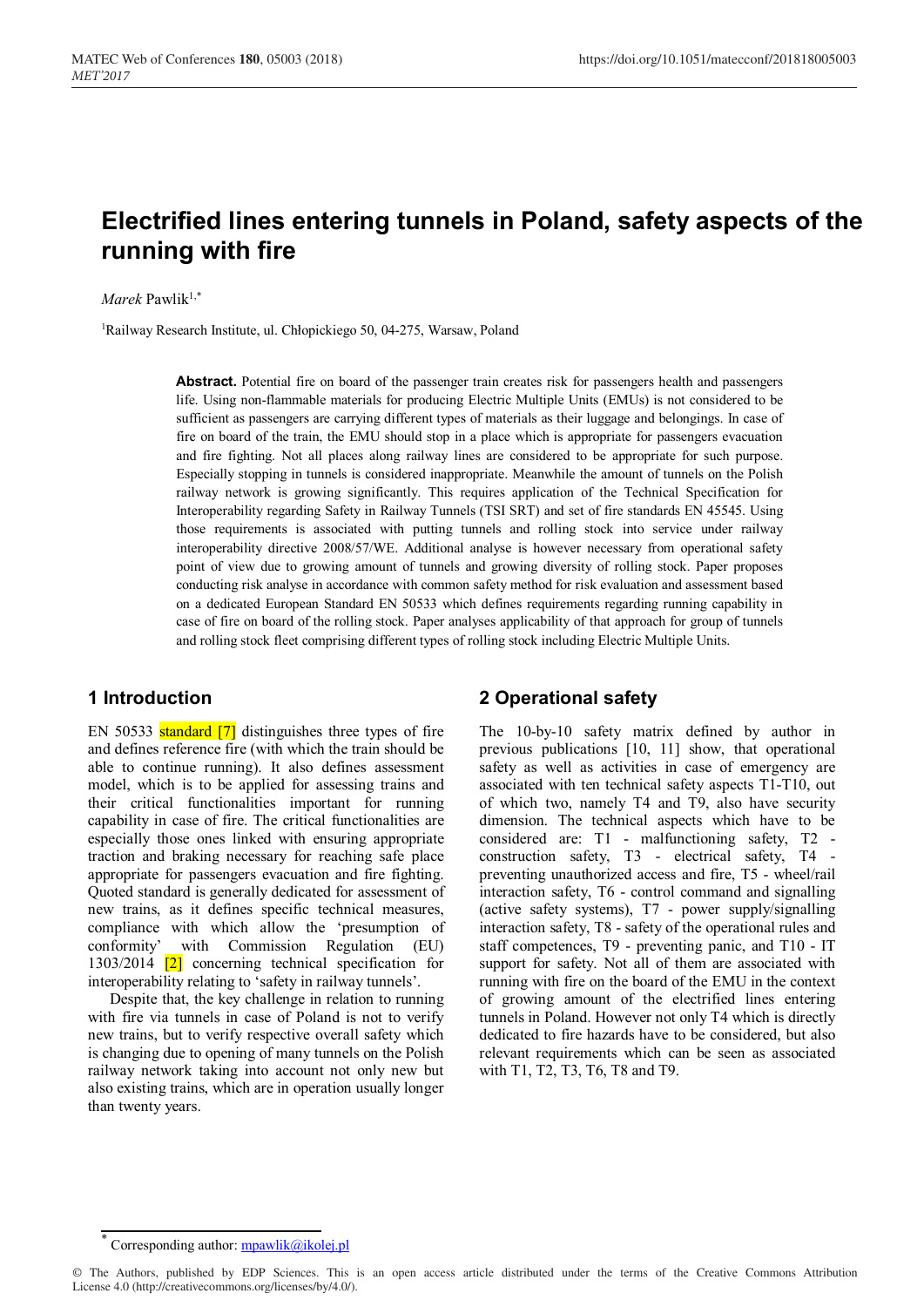# Electrified lines entering tunnels in Poland, safety aspects of the running with fire

*Marek* Pawlik[1,*]

[1]Railway Research Institute, ul. Chłopickiego 50, 04-275, Warsaw, Poland

**Abstract.** Potential fire on board of the passenger train creates risk for passengers health and passengers life. Using non-flammable materials for producing Electric Multiple Units (EMUs) is not considered to be sufficient as passengers are carrying different types of materials as their luggage and belongings. In case of fire on board of the train, the EMU should stop in a place which is appropriate for passengers evacuation and fire fighting. Not all places along railway lines are considered to be appropriate for such purpose. Especially stopping in tunnels is considered inappropriate. Meanwhile the amount of tunnels on the Polish railway network is growing significantly. This requires application of the Technical Specification for Interoperability regarding Safety in Railway Tunnels (TSI SRT) and set of fire standards EN 45545. Using those requirements is associated with putting tunnels and rolling stock into service under railway interoperability directive 2008/57/WE. Additional analyse is however necessary from operational safety point of view due to growing amount of tunnels and growing diversity of rolling stock. Paper proposes conducting risk analyse in accordance with common safety method for risk evaluation and assessment based on a dedicated European Standard EN 50533 which defines requirements regarding running capability in case of fire on board of the rolling stock. Paper analyses applicability of that approach for group of tunnels and rolling stock fleet comprising different types of rolling stock including Electric Multiple Units.

## 1 Introduction

EN 50533 standard [7] distinguishes three types of fire and defines reference fire (with which the train should be able to continue running). It also defines assessment model, which is to be applied for assessing trains and their critical functionalities important for running capability in case of fire. The critical functionalities are especially those ones linked with ensuring appropriate traction and braking necessary for reaching safe place appropriate for passengers evacuation and fire fighting. Quoted standard is generally dedicated for assessment of new trains, as it defines specific technical measures, compliance with which allow the 'presumption of conformity' with Commission Regulation (EU) 1303/2014 [2] concerning technical specification for interoperability relating to 'safety in railway tunnels'.

Despite that, the key challenge in relation to running with fire via tunnels in case of Poland is not to verify new trains, but to verify respective overall safety which is changing due to opening of many tunnels on the Polish railway network taking into account not only new but also existing trains, which are in operation usually longer than twenty years.

## 2 Operational safety

The 10-by-10 safety matrix defined by author in previous publications [10, 11] show, that operational safety as well as activities in case of emergency are associated with ten technical safety aspects T1-T10, out of which two, namely T4 and T9, also have security dimension. The technical aspects which have to be considered are: T1 - malfunctioning safety, T2 - construction safety, T3 - electrical safety, T4 - preventing unauthorized access and fire, T5 - wheel/rail interaction safety, T6 - control command and signalling (active safety systems), T7 - power supply/signalling interaction safety, T8 - safety of the operational rules and staff competences, T9 - preventing panic, and T10 - IT support for safety. Not all of them are associated with running with fire on the board of the EMU in the context of growing amount of the electrified lines entering tunnels in Poland. However not only T4 which is directly dedicated to fire hazards have to be considered, but also relevant requirements which can be seen as associated with T1, T2, T3, T6, T8 and T9.

[*] Corresponding author: mpawlik@ikolej.pl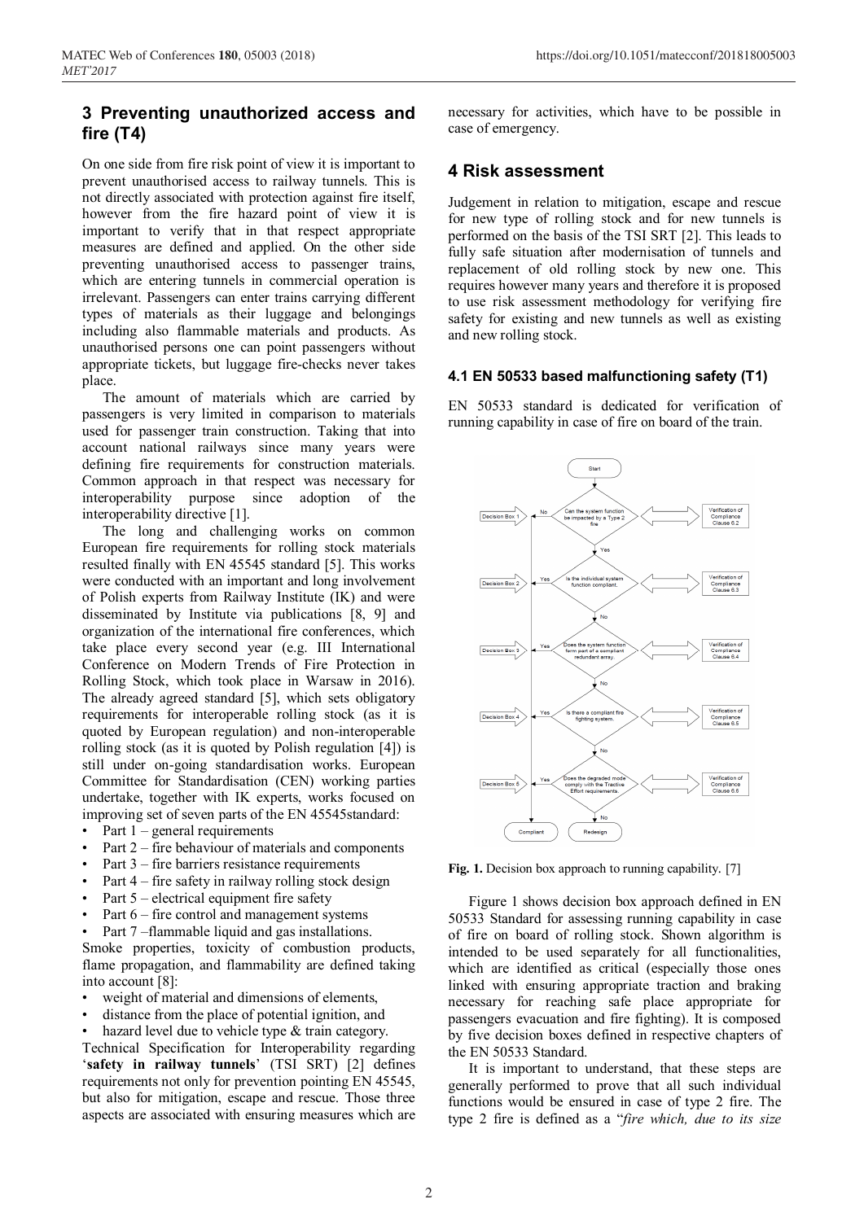## 3 Preventing unauthorized access and fire (T4)

On one side from fire risk point of view it is important to prevent unauthorised access to railway tunnels. This is not directly associated with protection against fire itself, however from the fire hazard point of view it is important to verify that in that respect appropriate measures are defined and applied. On the other side preventing unauthorised access to passenger trains, which are entering tunnels in commercial operation is irrelevant. Passengers can enter trains carrying different types of materials as their luggage and belongings including also flammable materials and products. As unauthorised persons one can point passengers without appropriate tickets, but luggage fire-checks never takes place.

The amount of materials which are carried by passengers is very limited in comparison to materials used for passenger train construction. Taking that into account national railways since many years were defining fire requirements for construction materials. Common approach in that respect was necessary for interoperability purpose since adoption of the interoperability directive [1].

The long and challenging works on common European fire requirements for rolling stock materials resulted finally with EN 45545 standard [5]. This works were conducted with an important and long involvement of Polish experts from Railway Institute (IK) and were disseminated by Institute via publications [8, 9] and organization of the international fire conferences, which take place every second year (e.g. III International Conference on Modern Trends of Fire Protection in Rolling Stock, which took place in Warsaw in 2016). The already agreed standard [5], which sets obligatory requirements for interoperable rolling stock (as it is quoted by European regulation) and non-interoperable rolling stock (as it is quoted by Polish regulation [4]) is still under on-going standardisation works. European Committee for Standardisation (CEN) working parties undertake, together with IK experts, works focused on improving set of seven parts of the EN 45545standard:

- Part 1 – general requirements
- Part 2 – fire behaviour of materials and components
- Part 3 – fire barriers resistance requirements
- Part 4 – fire safety in railway rolling stock design
- Part 5 – electrical equipment fire safety
- Part 6 – fire control and management systems
- Part 7 –flammable liquid and gas installations.

Smoke properties, toxicity of combustion products, flame propagation, and flammability are defined taking into account [8]:

- weight of material and dimensions of elements,
- distance from the place of potential ignition, and
- hazard level due to vehicle type & train category.

Technical Specification for Interoperability regarding '**safety in railway tunnels**' (TSI SRT) [2] defines requirements not only for prevention pointing EN 45545, but also for mitigation, escape and rescue. Those three aspects are associated with ensuring measures which are necessary for activities, which have to be possible in case of emergency.

## 4 Risk assessment

Judgement in relation to mitigation, escape and rescue for new type of rolling stock and for new tunnels is performed on the basis of the TSI SRT [2]. This leads to fully safe situation after modernisation of tunnels and replacement of old rolling stock by new one. This requires however many years and therefore it is proposed to use risk assessment methodology for verifying fire safety for existing and new tunnels as well as existing and new rolling stock.

### 4.1 EN 50533 based malfunctioning safety (T1)

EN 50533 standard is dedicated for verification of running capability in case of fire on board of the train.

**Fig. 1.** Decision box approach to running capability. [7]

Figure 1 shows decision box approach defined in EN 50533 Standard for assessing running capability in case of fire on board of rolling stock. Shown algorithm is intended to be used separately for all functionalities, which are identified as critical (especially those ones linked with ensuring appropriate traction and braking necessary for reaching safe place appropriate for passengers evacuation and fire fighting). It is composed by five decision boxes defined in respective chapters of the EN 50533 Standard.

It is important to understand, that these steps are generally performed to prove that all such individual functions would be ensured in case of type 2 fire. The type 2 fire is defined as a "*fire which, due to its size*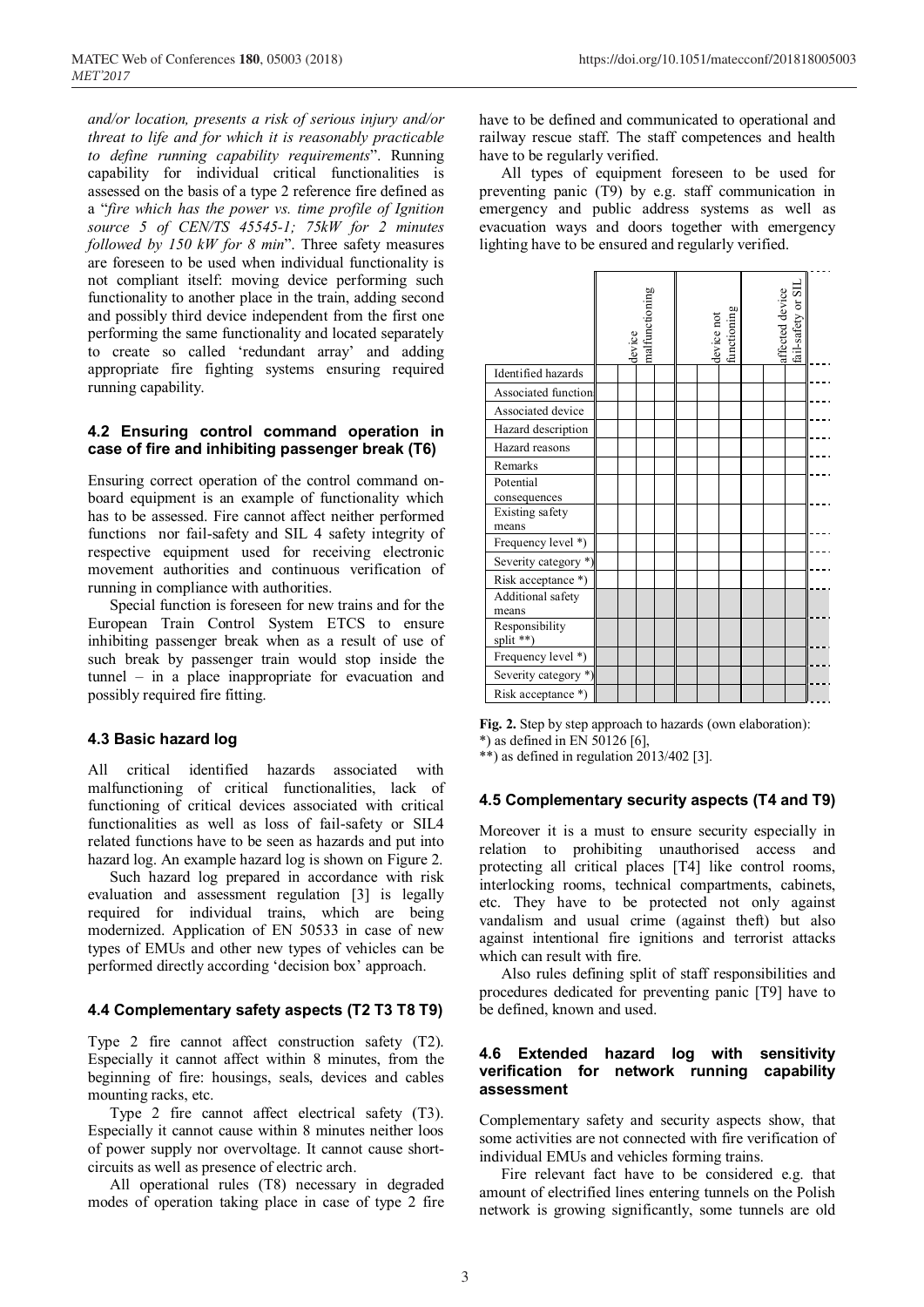*and/or location, presents a risk of serious injury and/or threat to life and for which it is reasonably practicable to define running capability requirements*". Running capability for individual critical functionalities is assessed on the basis of a type 2 reference fire defined as a "*fire which has the power vs. time profile of Ignition source 5 of CEN/TS 45545-1; 75kW for 2 minutes followed by 150 kW for 8 min*". Three safety measures are foreseen to be used when individual functionality is not compliant itself: moving device performing such functionality to another place in the train, adding second and possibly third device independent from the first one performing the same functionality and located separately to create so called 'redundant array' and adding appropriate fire fighting systems ensuring required running capability.

### 4.2 Ensuring control command operation in case of fire and inhibiting passenger break (T6)

Ensuring correct operation of the control command on-board equipment is an example of functionality which has to be assessed. Fire cannot affect neither performed functions nor fail-safety and SIL 4 safety integrity of respective equipment used for receiving electronic movement authorities and continuous verification of running in compliance with authorities.

Special function is foreseen for new trains and for the European Train Control System ETCS to ensure inhibiting passenger break when as a result of use of such break by passenger train would stop inside the tunnel – in a place inappropriate for evacuation and possibly required fire fitting.

### 4.3 Basic hazard log

All critical identified hazards associated with malfunctioning of critical functionalities, lack of functioning of critical devices associated with critical functionalities as well as loss of fail-safety or SIL4 related functions have to be seen as hazards and put into hazard log. An example hazard log is shown on Figure 2.

Such hazard log prepared in accordance with risk evaluation and assessment regulation [3] is legally required for individual trains, which are being modernized. Application of EN 50533 in case of new types of EMUs and other new types of vehicles can be performed directly according 'decision box' approach.

### 4.4 Complementary safety aspects (T2 T3 T8 T9)

Type 2 fire cannot affect construction safety (T2). Especially it cannot affect within 8 minutes, from the beginning of fire: housings, seals, devices and cables mounting racks, etc.

Type 2 fire cannot affect electrical safety (T3). Especially it cannot cause within 8 minutes neither loos of power supply nor overvoltage. It cannot cause short-circuits as well as presence of electric arch.

All operational rules (T8) necessary in degraded modes of operation taking place in case of type 2 fire have to be defined and communicated to operational and railway rescue staff. The staff competences and health have to be regularly verified.

All types of equipment foreseen to be used for preventing panic (T9) by e.g. staff communication in emergency and public address systems as well as evacuation ways and doors together with emergency lighting have to be ensured and regularly verified.

| | device malfunctioning | device not functioning | affected device fail-safety or SIL |
|---|---|---|---|
| Identified hazards | | | |
| Associated function | | | |
| Associated device | | | |
| Hazard description | | | |
| Hazard reasons | | | |
| Remarks | | | |
| Potential consequences | | | |
| Existing safety means | | | |
| Frequency level *) | | | |
| Severity category *) | | | |
| Risk acceptance *) | | | |
| Additional safety means | | | |
| Responsibility split **) | | | |
| Frequency level *) | | | |
| Severity category *) | | | |
| Risk acceptance *) | | | |

**Fig. 2.** Step by step approach to hazards (own elaboration):
*) as defined in EN 50126 [6],
**) as defined in regulation 2013/402 [3].

### 4.5 Complementary security aspects (T4 and T9)

Moreover it is a must to ensure security especially in relation to prohibiting unauthorised access and protecting all critical places [T4] like control rooms, interlocking rooms, technical compartments, cabinets, etc. They have to be protected not only against vandalism and usual crime (against theft) but also against intentional fire ignitions and terrorist attacks which can result with fire.

Also rules defining split of staff responsibilities and procedures dedicated for preventing panic [T9] have to be defined, known and used.

### 4.6 Extended hazard log with sensitivity verification for network running capability assessment

Complementary safety and security aspects show, that some activities are not connected with fire verification of individual EMUs and vehicles forming trains.

Fire relevant fact have to be considered e.g. that amount of electrified lines entering tunnels on the Polish network is growing significantly, some tunnels are old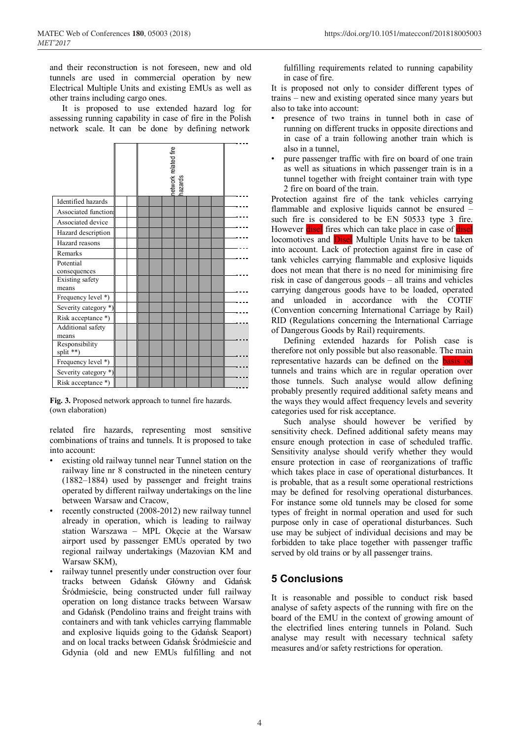and their reconstruction is not foreseen, new and old tunnels are used in commercial operation by new Electrical Multiple Units and existing EMUs as well as other trains including cargo ones.

It is proposed to use extended hazard log for assessing running capability in case of fire in the Polish network scale. It can be done by defining network

| | | | network related fire hazards | | | | | | | |
|---|---|---|---|---|---|---|---|---|---|---|
| Identified hazards | | | | | | | | | | |
| Associated function | | | | | | | | | | |
| Associated device | | | | | | | | | | |
| Hazard description | | | | | | | | | | |
| Hazard reasons | | | | | | | | | | |
| Remarks | | | | | | | | | | |
| Potential consequences | | | | | | | | | | |
| Existing safety means | | | | | | | | | | |
| Frequency level *) | | | | | | | | | | |
| Severity category *) | | | | | | | | | | |
| Risk acceptance *) | | | | | | | | | | |
| Additional safety means | | | | | | | | | | |
| Responsibility split **) | | | | | | | | | | |
| Frequency level *) | | | | | | | | | | |
| Severity category *) | | | | | | | | | | |
| Risk acceptance *) | | | | | | | | | | |

**Fig. 3.** Proposed network approach to tunnel fire hazards. (own elaboration)

related fire hazards, representing most sensitive combinations of trains and tunnels. It is proposed to take into account:

- existing old railway tunnel near Tunnel station on the railway line nr 8 constructed in the nineteen century (1882–1884) used by passenger and freight trains operated by different railway undertakings on the line between Warsaw and Cracow,
- recently constructed (2008-2012) new railway tunnel already in operation, which is leading to railway station Warszawa – MPL Okęcie at the Warsaw airport used by passenger EMUs operated by two regional railway undertakings (Mazovian KM and Warsaw SKM),
- railway tunnel presently under construction over four tracks between Gdańsk Główny and Gdańsk Śródmieście, being constructed under full railway operation on long distance tracks between Warsaw and Gdańsk (Pendolino trains and freight trains with containers and with tank vehicles carrying flammable and explosive liquids going to the Gdańsk Seaport) and on local tracks between Gdańsk Śródmieście and Gdynia (old and new EMUs fulfilling and not fulfilling requirements related to running capability in case of fire.

It is proposed not only to consider different types of trains – new and existing operated since many years but also to take into account:

- presence of two trains in tunnel both in case of running on different trucks in opposite directions and in case of a train following another train which is also in a tunnel,
- pure passenger traffic with fire on board of one train as well as situations in which passenger train is in a tunnel together with freight container train with type 2 fire on board of the train.

Protection against fire of the tank vehicles carrying flammable and explosive liquids cannot be ensured – such fire is considered to be EN 50533 type 3 fire. However disel fires which can take place in case of disel locomotives and Disel Multiple Units have to be taken into account. Lack of protection against fire in case of tank vehicles carrying flammable and explosive liquids does not mean that there is no need for minimising fire risk in case of dangerous goods – all trains and vehicles carrying dangerous goods have to be loaded, operated and unloaded in accordance with the COTIF (Convention concerning International Carriage by Rail) RID (Regulations concerning the International Carriage of Dangerous Goods by Rail) requirements.

Defining extended hazards for Polish case is therefore not only possible but also reasonable. The main representative hazards can be defined on the basis od tunnels and trains which are in regular operation over those tunnels. Such analyse would allow defining probably presently required additional safety means and the ways they would affect frequency levels and severity categories used for risk acceptance.

Such analyse should however be verified by sensitivity check. Defined additional safety means may ensure enough protection in case of scheduled traffic. Sensitivity analyse should verify whether they would ensure protection in case of reorganizations of traffic which takes place in case of operational disturbances. It is probable, that as a result some operational restrictions may be defined for resolving operational disturbances. For instance some old tunnels may be closed for some types of freight in normal operation and used for such purpose only in case of operational disturbances. Such use may be subject of individual decisions and may be forbidden to take place together with passenger traffic served by old trains or by all passenger trains.

## 5 Conclusions

It is reasonable and possible to conduct risk based analyse of safety aspects of the running with fire on the board of the EMU in the context of growing amount of the electrified lines entering tunnels in Poland. Such analyse may result with necessary technical safety measures and/or safety restrictions for operation.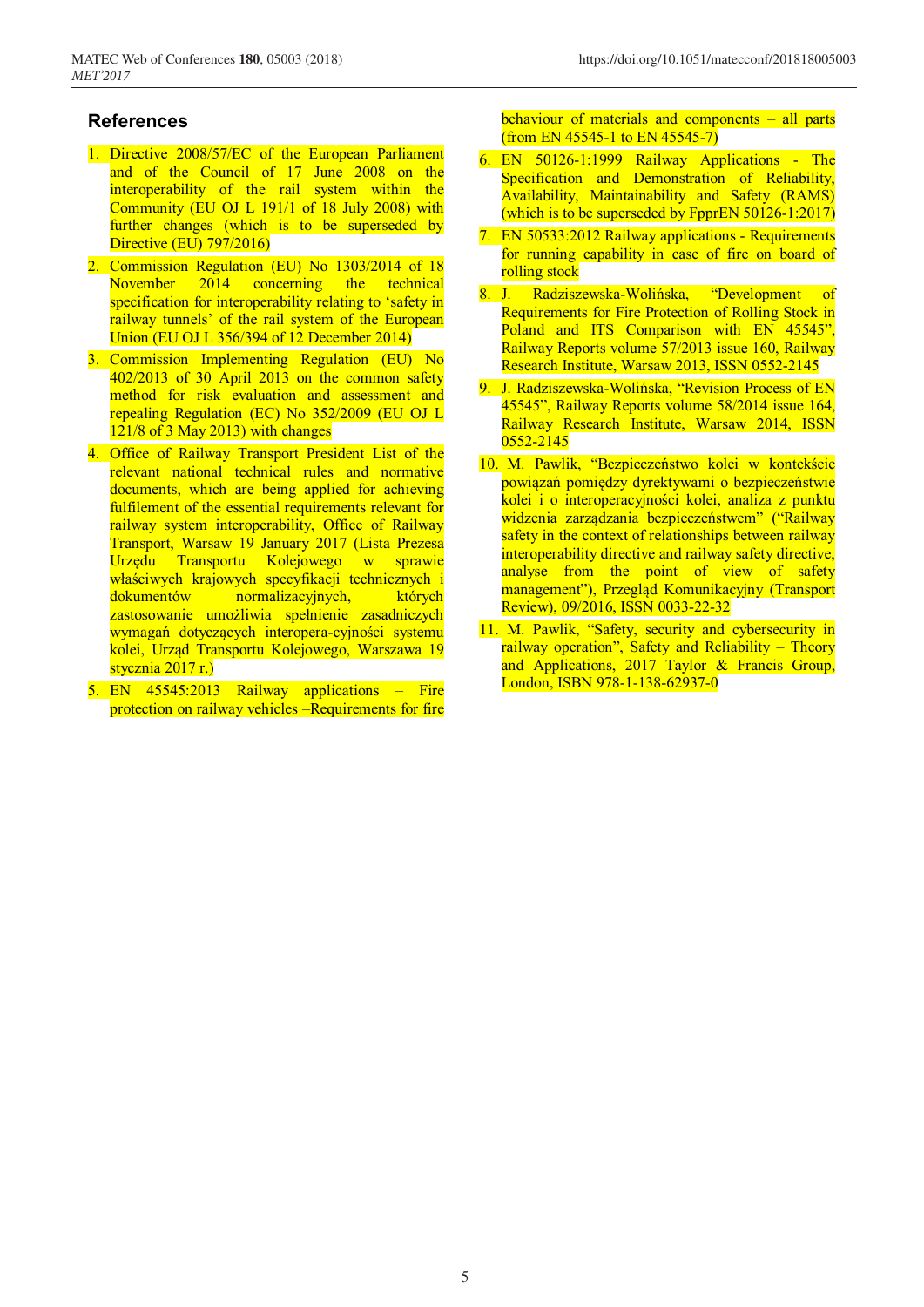## References

1. Directive 2008/57/EC of the European Parliament and of the Council of 17 June 2008 on the interoperability of the rail system within the Community (EU OJ L 191/1 of 18 July 2008) with further changes (which is to be superseded by Directive (EU) 797/2016)
2. Commission Regulation (EU) No 1303/2014 of 18 November 2014 concerning the technical specification for interoperability relating to 'safety in railway tunnels' of the rail system of the European Union (EU OJ L 356/394 of 12 December 2014)
3. Commission Implementing Regulation (EU) No 402/2013 of 30 April 2013 on the common safety method for risk evaluation and assessment and repealing Regulation (EC) No 352/2009 (EU OJ L 121/8 of 3 May 2013) with changes
4. Office of Railway Transport President List of the relevant national technical rules and normative documents, which are being applied for achieving fulfilement of the essential requirements relevant for railway system interoperability, Office of Railway Transport, Warsaw 19 January 2017 (Lista Prezesa Urzędu Transportu Kolejowego w sprawie właściwych krajowych specyfikacji technicznych i dokumentów normalizacyjnych, których zastosowanie umożliwia spełnienie zasadniczych wymagań dotyczących interopera-cyjności systemu kolei, Urząd Transportu Kolejowego, Warszawa 19 stycznia 2017 r.)
5. EN 45545:2013 Railway applications – Fire protection on railway vehicles –Requirements for fire behaviour of materials and components – all parts (from EN 45545-1 to EN 45545-7)
6. EN 50126-1:1999 Railway Applications - The Specification and Demonstration of Reliability, Availability, Maintainability and Safety (RAMS) (which is to be superseded by FpprEN 50126-1:2017)
7. EN 50533:2012 Railway applications - Requirements for running capability in case of fire on board of rolling stock
8. J. Radziszewska-Wolińska, "Development of Requirements for Fire Protection of Rolling Stock in Poland and ITS Comparison with EN 45545", Railway Reports volume 57/2013 issue 160, Railway Research Institute, Warsaw 2013, ISSN 0552-2145
9. J. Radziszewska-Wolińska, "Revision Process of EN 45545", Railway Reports volume 58/2014 issue 164, Railway Research Institute, Warsaw 2014, ISSN 0552-2145
10. M. Pawlik, "Bezpieczeństwo kolei w kontekście powiązań pomiędzy dyrektywami o bezpieczeństwie kolei i o interoperacyjności kolei, analiza z punktu widzenia zarządzania bezpieczeństwem" ("Railway safety in the context of relationships between railway interoperability directive and railway safety directive, analyse from the point of view of safety management"), Przegląd Komunikacyjny (Transport Review), 09/2016, ISSN 0033-22-32
11. M. Pawlik, "Safety, security and cybersecurity in railway operation", Safety and Reliability – Theory and Applications, 2017 Taylor & Francis Group, London, ISBN 978-1-138-62937-0